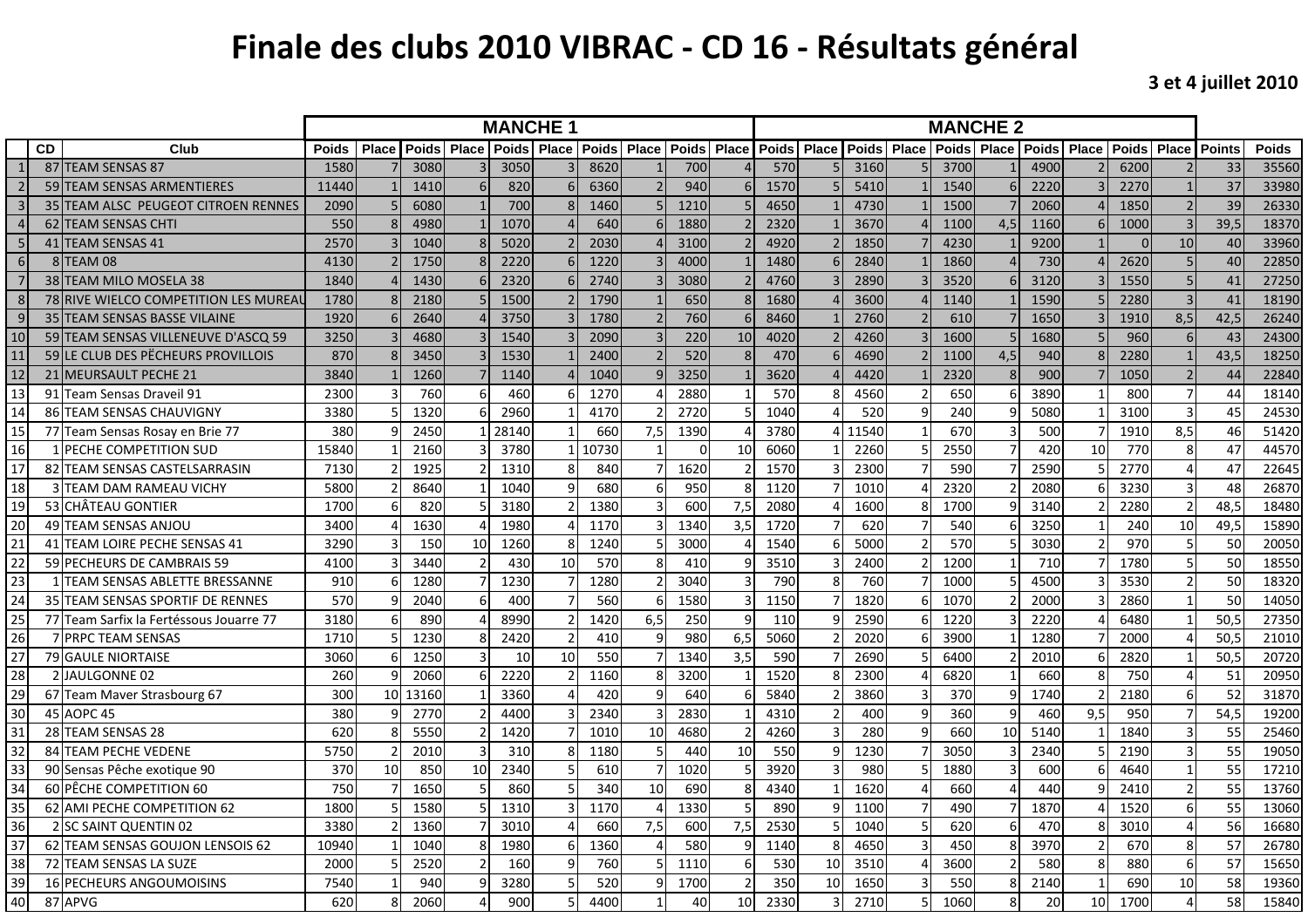# Finale des clubs 2010 VIBRAC - CD 16 - Résultats général

**3 et 4 juillet 2010**

| | | | MANCHE 1 | | | | | | | | | | MANCHE 2 | | | | | | | | | | | |
|---|---|---|---|---|---|---|---|---|---|---|---|---|---|---|---|---|---|---|---|---|---|---|---|---|
| | CD | Club | Poids | Place | Poids | Place | Poids | Place | Poids | Place | Poids | Place | Poids | Place | Poids | Place | Poids | Place | Poids | Place | Poids | Place | Points | Poids |
| 1 | 87 | TEAM SENSAS 87 | 1580 | 7 | 3080 | 3 | 3050 | 3 | 8620 | 1 | 700 | 4 | 570 | 5 | 3160 | 5 | 3700 | 1 | 4900 | 2 | 6200 | 2 | 33 | 35560 |
| 2 | 59 | TEAM SENSAS ARMENTIERES | 11440 | 1 | 1410 | 6 | 820 | 6 | 6360 | 2 | 940 | 6 | 1570 | 5 | 5410 | 1 | 1540 | 6 | 2220 | 3 | 2270 | 1 | 37 | 33980 |
| 3 | 35 | TEAM ALSC PEUGEOT CITROEN RENNES | 2090 | 5 | 6080 | 1 | 700 | 8 | 1460 | 5 | 1210 | 5 | 4650 | 1 | 4730 | 1 | 1500 | 7 | 2060 | 4 | 1850 | 2 | 39 | 26330 |
| 4 | 62 | TEAM SENSAS CHTI | 550 | 8 | 4980 | 1 | 1070 | 4 | 640 | 6 | 1880 | 2 | 2320 | 1 | 3670 | 4 | 1100 | 4,5 | 1160 | 6 | 1000 | 3 | 39,5 | 18370 |
| 5 | 41 | TEAM SENSAS 41 | 2570 | 3 | 1040 | 8 | 5020 | 2 | 2030 | 4 | 3100 | 2 | 4920 | 2 | 1850 | 7 | 4230 | 1 | 9200 | 1 | 0 | 10 | 40 | 33960 |
| 6 | 8 | TEAM 08 | 4130 | 2 | 1750 | 8 | 2220 | 6 | 1220 | 3 | 4000 | 1 | 1480 | 6 | 2840 | 1 | 1860 | 4 | 730 | 4 | 2620 | 5 | 40 | 22850 |
| 7 | 38 | TEAM MILO MOSELA 38 | 1840 | 4 | 1430 | 6 | 2320 | 6 | 2740 | 3 | 3080 | 2 | 4760 | 3 | 2890 | 3 | 3520 | 6 | 3120 | 3 | 1550 | 5 | 41 | 27250 |
| 8 | 78 | RIVE WIELCO COMPETITION LES MUREAU | 1780 | 8 | 2180 | 5 | 1500 | 2 | 1790 | 1 | 650 | 8 | 1680 | 4 | 3600 | 4 | 1140 | 1 | 1590 | 5 | 2280 | 3 | 41 | 18190 |
| 9 | 35 | TEAM SENSAS BASSE VILAINE | 1920 | 6 | 2640 | 4 | 3750 | 3 | 1780 | 2 | 760 | 6 | 8460 | 1 | 2760 | 2 | 610 | 7 | 1650 | 3 | 1910 | 8,5 | 42,5 | 26240 |
| 10 | 59 | TEAM SENSAS VILLENEUVE D'ASCQ 59 | 3250 | 3 | 4680 | 3 | 1540 | 3 | 2090 | 3 | 220 | 10 | 4020 | 2 | 4260 | 3 | 1600 | 5 | 1680 | 5 | 960 | 6 | 43 | 24300 |
| 11 | 59 | LE CLUB DES PËCHEURS PROVILLOIS | 870 | 8 | 3450 | 3 | 1530 | 1 | 2400 | 2 | 520 | 8 | 470 | 6 | 4690 | 2 | 1100 | 4,5 | 940 | 8 | 2280 | 1 | 43,5 | 18250 |
| 12 | 21 | MEURSAULT PECHE 21 | 3840 | 1 | 1260 | 7 | 1140 | 4 | 1040 | 9 | 3250 | 1 | 3620 | 4 | 4420 | 1 | 2320 | 8 | 900 | 7 | 1050 | 2 | 44 | 22840 |
| 13 | 91 | Team Sensas Draveil 91 | 2300 | 3 | 760 | 6 | 460 | 6 | 1270 | 4 | 2880 | 1 | 570 | 8 | 4560 | 2 | 650 | 6 | 3890 | 1 | 800 | 7 | 44 | 18140 |
| 14 | 86 | TEAM SENSAS CHAUVIGNY | 3380 | 5 | 1320 | 6 | 2960 | 1 | 4170 | 2 | 2720 | 5 | 1040 | 4 | 520 | 9 | 240 | 9 | 5080 | 1 | 3100 | 3 | 45 | 24530 |
| 15 | 77 | Team Sensas Rosay en Brie 77 | 380 | 9 | 2450 | 1 | 28140 | 1 | 660 | 7,5 | 1390 | 4 | 3780 | 4 | 11540 | 1 | 670 | 3 | 500 | 7 | 1910 | 8,5 | 46 | 51420 |
| 16 | 1 | PECHE COMPETITION SUD | 15840 | 1 | 2160 | 3 | 3780 | 1 | 10730 | 1 | 0 | 10 | 6060 | 1 | 2260 | 5 | 2550 | 7 | 420 | 10 | 770 | 8 | 47 | 44570 |
| 17 | 82 | TEAM SENSAS CASTELSARRASIN | 7130 | 2 | 1925 | 2 | 1310 | 8 | 840 | 7 | 1620 | 2 | 1570 | 3 | 2300 | 7 | 590 | 7 | 2590 | 5 | 2770 | 4 | 47 | 22645 |
| 18 | 3 | TEAM DAM RAMEAU VICHY | 5800 | 2 | 8640 | 1 | 1040 | 9 | 680 | 6 | 950 | 8 | 1120 | 7 | 1010 | 4 | 2320 | 2 | 2080 | 6 | 3230 | 3 | 48 | 26870 |
| 19 | 53 | CHÂTEAU GONTIER | 1700 | 6 | 820 | 5 | 3180 | 2 | 1380 | 3 | 600 | 7,5 | 2080 | 4 | 1600 | 8 | 1700 | 9 | 3140 | 2 | 2280 | 2 | 48,5 | 18480 |
| 20 | 49 | TEAM SENSAS ANJOU | 3400 | 4 | 1630 | 4 | 1980 | 4 | 1170 | 3 | 1340 | 3,5 | 1720 | 7 | 620 | 7 | 540 | 6 | 3250 | 1 | 240 | 10 | 49,5 | 15890 |
| 21 | 41 | TEAM LOIRE PECHE SENSAS 41 | 3290 | 3 | 150 | 10 | 1260 | 8 | 1240 | 5 | 3000 | 4 | 1540 | 6 | 5000 | 2 | 570 | 5 | 3030 | 2 | 970 | 5 | 50 | 20050 |
| 22 | 59 | PECHEURS DE CAMBRAIS 59 | 4100 | 3 | 3440 | 2 | 430 | 10 | 570 | 8 | 410 | 9 | 3510 | 3 | 2400 | 2 | 1200 | 1 | 710 | 7 | 1780 | 5 | 50 | 18550 |
| 23 | 1 | TEAM SENSAS ABLETTE BRESSANNE | 910 | 6 | 1280 | 7 | 1230 | 7 | 1280 | 2 | 3040 | 3 | 790 | 8 | 760 | 7 | 1000 | 5 | 4500 | 3 | 3530 | 2 | 50 | 18320 |
| 24 | 35 | TEAM SENSAS SPORTIF DE RENNES | 570 | 9 | 2040 | 6 | 400 | 7 | 560 | 6 | 1580 | 3 | 1150 | 7 | 1820 | 6 | 1070 | 2 | 2000 | 3 | 2860 | 1 | 50 | 14050 |
| 25 | 77 | Team Sarfix la Fertéssous Jouarre 77 | 3180 | 6 | 890 | 4 | 8990 | 2 | 1420 | 6,5 | 250 | 9 | 110 | 9 | 2590 | 6 | 1220 | 3 | 2220 | 4 | 6480 | 1 | 50,5 | 27350 |
| 26 | 7 | PRPC TEAM SENSAS | 1710 | 5 | 1230 | 8 | 2420 | 2 | 410 | 9 | 980 | 6,5 | 5060 | 2 | 2020 | 6 | 3900 | 1 | 1280 | 7 | 2000 | 4 | 50,5 | 21010 |
| 27 | 79 | GAULE NIORTAISE | 3060 | 6 | 1250 | 3 | 10 | 10 | 550 | 7 | 1340 | 3,5 | 590 | 7 | 2690 | 5 | 6400 | 2 | 2010 | 6 | 2820 | 1 | 50,5 | 20720 |
| 28 | 2 | JAULGONNE 02 | 260 | 9 | 2060 | 6 | 2220 | 2 | 1160 | 8 | 3200 | 1 | 1520 | 8 | 2300 | 4 | 6820 | 1 | 660 | 8 | 750 | 4 | 51 | 20950 |
| 29 | 67 | Team Maver Strasbourg 67 | 300 | 10 | 13160 | 1 | 3360 | 4 | 420 | 9 | 640 | 6 | 5840 | 2 | 3860 | 3 | 370 | 9 | 1740 | 2 | 2180 | 6 | 52 | 31870 |
| 30 | 45 | AOPC 45 | 380 | 9 | 2770 | 2 | 4400 | 3 | 2340 | 3 | 2830 | 1 | 4310 | 2 | 400 | 9 | 360 | 9 | 460 | 9,5 | 950 | 7 | 54,5 | 19200 |
| 31 | 28 | TEAM SENSAS 28 | 620 | 8 | 5550 | 2 | 1420 | 7 | 1010 | 10 | 4680 | 2 | 4260 | 3 | 280 | 9 | 660 | 10 | 5140 | 1 | 1840 | 3 | 55 | 25460 |
| 32 | 84 | TEAM PECHE VEDENE | 5750 | 2 | 2010 | 3 | 310 | 8 | 1180 | 5 | 440 | 10 | 550 | 9 | 1230 | 7 | 3050 | 3 | 2340 | 5 | 2190 | 3 | 55 | 19050 |
| 33 | 90 | Sensas Pêche exotique 90 | 370 | 10 | 850 | 10 | 2340 | 5 | 610 | 7 | 1020 | 5 | 3920 | 3 | 980 | 5 | 1880 | 3 | 600 | 6 | 4640 | 1 | 55 | 17210 |
| 34 | 60 | PÊCHE COMPETITION 60 | 750 | 7 | 1650 | 5 | 860 | 5 | 340 | 10 | 690 | 8 | 4340 | 1 | 1620 | 4 | 660 | 4 | 440 | 9 | 2410 | 2 | 55 | 13760 |
| 35 | 62 | AMI PECHE COMPETITION 62 | 1800 | 5 | 1580 | 5 | 1310 | 3 | 1170 | 4 | 1330 | 5 | 890 | 9 | 1100 | 7 | 490 | 7 | 1870 | 4 | 1520 | 6 | 55 | 13060 |
| 36 | 2 | SC SAINT QUENTIN 02 | 3380 | 2 | 1360 | 7 | 3010 | 4 | 660 | 7,5 | 600 | 7,5 | 2530 | 5 | 1040 | 5 | 620 | 6 | 470 | 8 | 3010 | 4 | 56 | 16680 |
| 37 | 62 | TEAM SENSAS GOUJON LENSOIS 62 | 10940 | 1 | 1040 | 8 | 1980 | 6 | 1360 | 4 | 580 | 9 | 1140 | 8 | 4650 | 3 | 450 | 8 | 3970 | 2 | 670 | 8 | 57 | 26780 |
| 38 | 72 | TEAM SENSAS LA SUZE | 2000 | 5 | 2520 | 2 | 160 | 9 | 760 | 5 | 1110 | 6 | 530 | 10 | 3510 | 4 | 3600 | 2 | 580 | 8 | 880 | 6 | 57 | 15650 |
| 39 | 16 | PECHEURS ANGOUMOISINS | 7540 | 1 | 940 | 9 | 3280 | 5 | 520 | 9 | 1700 | 2 | 350 | 10 | 1650 | 3 | 550 | 8 | 2140 | 1 | 690 | 10 | 58 | 19360 |
| 40 | 87 | APVG | 620 | 8 | 2060 | 4 | 900 | 5 | 4400 | 1 | 40 | 10 | 2330 | 3 | 2710 | 5 | 1060 | 8 | 20 | 10 | 1700 | 4 | 58 | 15840 |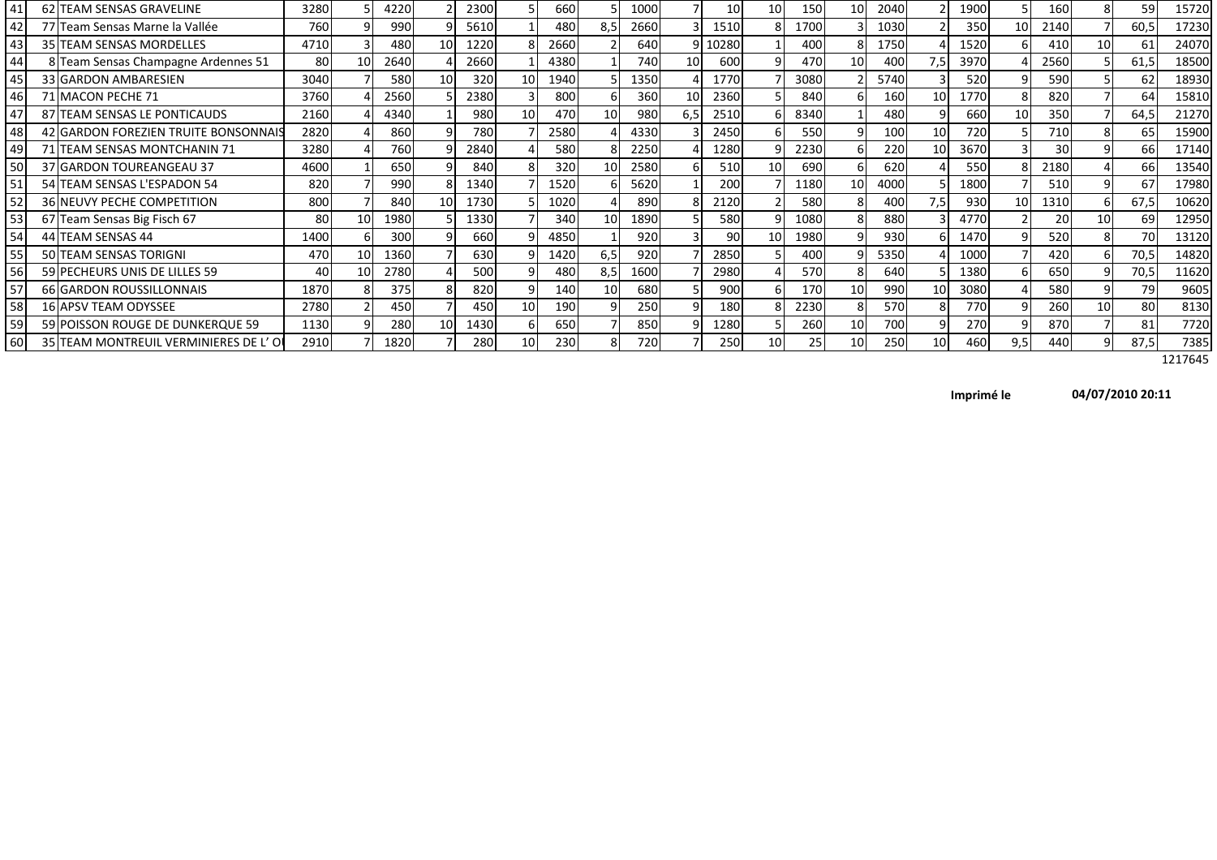| | | | | | | | | | | | | | | | | | | | | | | | | |
|---|---|---|---|---|---|---|---|---|---|---|---|---|---|---|---|---|---|---|---|---|---|---|---|---|
| 41 | 62 | TEAM SENSAS GRAVELINE | 3280 | 5 | 4220 | 2 | 2300 | 5 | 660 | 5 | 1000 | 7 | 10 | 10 | 150 | 10 | 2040 | 2 | 1900 | 5 | 160 | 8 | 59 | 15720 |
| 42 | 77 | Team Sensas Marne la Vallée | 760 | 9 | 990 | 9 | 5610 | 1 | 480 | 8,5 | 2660 | 3 | 1510 | 8 | 1700 | 3 | 1030 | 2 | 350 | 10 | 2140 | 7 | 60,5 | 17230 |
| 43 | 35 | TEAM SENSAS MORDELLES | 4710 | 3 | 480 | 10 | 1220 | 8 | 2660 | 2 | 640 | 9 | 10280 | 1 | 400 | 8 | 1750 | 4 | 1520 | 6 | 410 | 10 | 61 | 24070 |
| 44 | 8 | Team Sensas Champagne Ardennes 51 | 80 | 10 | 2640 | 4 | 2660 | 1 | 4380 | 1 | 740 | 10 | 600 | 9 | 470 | 10 | 400 | 7,5 | 3970 | 4 | 2560 | 5 | 61,5 | 18500 |
| 45 | 33 | GARDON AMBARESIEN | 3040 | 7 | 580 | 10 | 320 | 10 | 1940 | 5 | 1350 | 4 | 1770 | 7 | 3080 | 2 | 5740 | 3 | 520 | 9 | 590 | 5 | 62 | 18930 |
| 46 | 71 | MACON PECHE 71 | 3760 | 4 | 2560 | 5 | 2380 | 3 | 800 | 6 | 360 | 10 | 2360 | 5 | 840 | 6 | 160 | 10 | 1770 | 8 | 820 | 7 | 64 | 15810 |
| 47 | 87 | TEAM SENSAS LE PONTICAUDS | 2160 | 4 | 4340 | 1 | 980 | 10 | 470 | 10 | 980 | 6,5 | 2510 | 6 | 8340 | 1 | 480 | 9 | 660 | 10 | 350 | 7 | 64,5 | 21270 |
| 48 | 42 | GARDON FOREZIEN TRUITE BONSONNAIS | 2820 | 4 | 860 | 9 | 780 | 7 | 2580 | 4 | 4330 | 3 | 2450 | 6 | 550 | 9 | 100 | 10 | 720 | 5 | 710 | 8 | 65 | 15900 |
| 49 | 71 | TEAM SENSAS MONTCHANIN 71 | 3280 | 4 | 760 | 9 | 2840 | 4 | 580 | 8 | 2250 | 4 | 1280 | 9 | 2230 | 6 | 220 | 10 | 3670 | 3 | 30 | 9 | 66 | 17140 |
| 50 | 37 | GARDON TOUREANGEAU 37 | 4600 | 1 | 650 | 9 | 840 | 8 | 320 | 10 | 2580 | 6 | 510 | 10 | 690 | 6 | 620 | 4 | 550 | 8 | 2180 | 4 | 66 | 13540 |
| 51 | 54 | TEAM SENSAS L'ESPADON 54 | 820 | 7 | 990 | 8 | 1340 | 7 | 1520 | 6 | 5620 | 1 | 200 | 7 | 1180 | 10 | 4000 | 5 | 1800 | 7 | 510 | 9 | 67 | 17980 |
| 52 | 36 | NEUVY PECHE COMPETITION | 800 | 7 | 840 | 10 | 1730 | 5 | 1020 | 4 | 890 | 8 | 2120 | 2 | 580 | 8 | 400 | 7,5 | 930 | 10 | 1310 | 6 | 67,5 | 10620 |
| 53 | 67 | Team Sensas Big Fisch 67 | 80 | 10 | 1980 | 5 | 1330 | 7 | 340 | 10 | 1890 | 5 | 580 | 9 | 1080 | 8 | 880 | 3 | 4770 | 2 | 20 | 10 | 69 | 12950 |
| 54 | 44 | TEAM SENSAS 44 | 1400 | 6 | 300 | 9 | 660 | 9 | 4850 | 1 | 920 | 3 | 90 | 10 | 1980 | 9 | 930 | 6 | 1470 | 9 | 520 | 8 | 70 | 13120 |
| 55 | 50 | TEAM SENSAS TORIGNI | 470 | 10 | 1360 | 7 | 630 | 9 | 1420 | 6,5 | 920 | 7 | 2850 | 5 | 400 | 9 | 5350 | 4 | 1000 | 7 | 420 | 6 | 70,5 | 14820 |
| 56 | 59 | PECHEURS UNIS DE LILLES 59 | 40 | 10 | 2780 | 4 | 500 | 9 | 480 | 8,5 | 1600 | 7 | 2980 | 4 | 570 | 8 | 640 | 5 | 1380 | 6 | 650 | 9 | 70,5 | 11620 |
| 57 | 66 | GARDON ROUSSILLONNAIS | 1870 | 8 | 375 | 8 | 820 | 9 | 140 | 10 | 680 | 5 | 900 | 6 | 170 | 10 | 990 | 10 | 3080 | 4 | 580 | 9 | 79 | 9605 |
| 58 | 16 | APSV TEAM ODYSSEE | 2780 | 2 | 450 | 7 | 450 | 10 | 190 | 9 | 250 | 9 | 180 | 8 | 2230 | 8 | 570 | 8 | 770 | 9 | 260 | 10 | 80 | 8130 |
| 59 | 59 | POISSON ROUGE DE DUNKERQUE 59 | 1130 | 9 | 280 | 10 | 1430 | 6 | 650 | 7 | 850 | 9 | 1280 | 5 | 260 | 10 | 700 | 9 | 270 | 9 | 870 | 7 | 81 | 7720 |
| 60 | 35 | TEAM MONTREUIL VERMINIERES DE L' O | 2910 | 7 | 1820 | 7 | 280 | 10 | 230 | 8 | 720 | 7 | 250 | 10 | 25 | 10 | 250 | 10 | 460 | 9,5 | 440 | 9 | 87,5 | 7385 |
| | | | | | | | | | | | | | | | | | | | | | | | | 1217645 |

**Imprimé le** **04/07/2010 20:11**